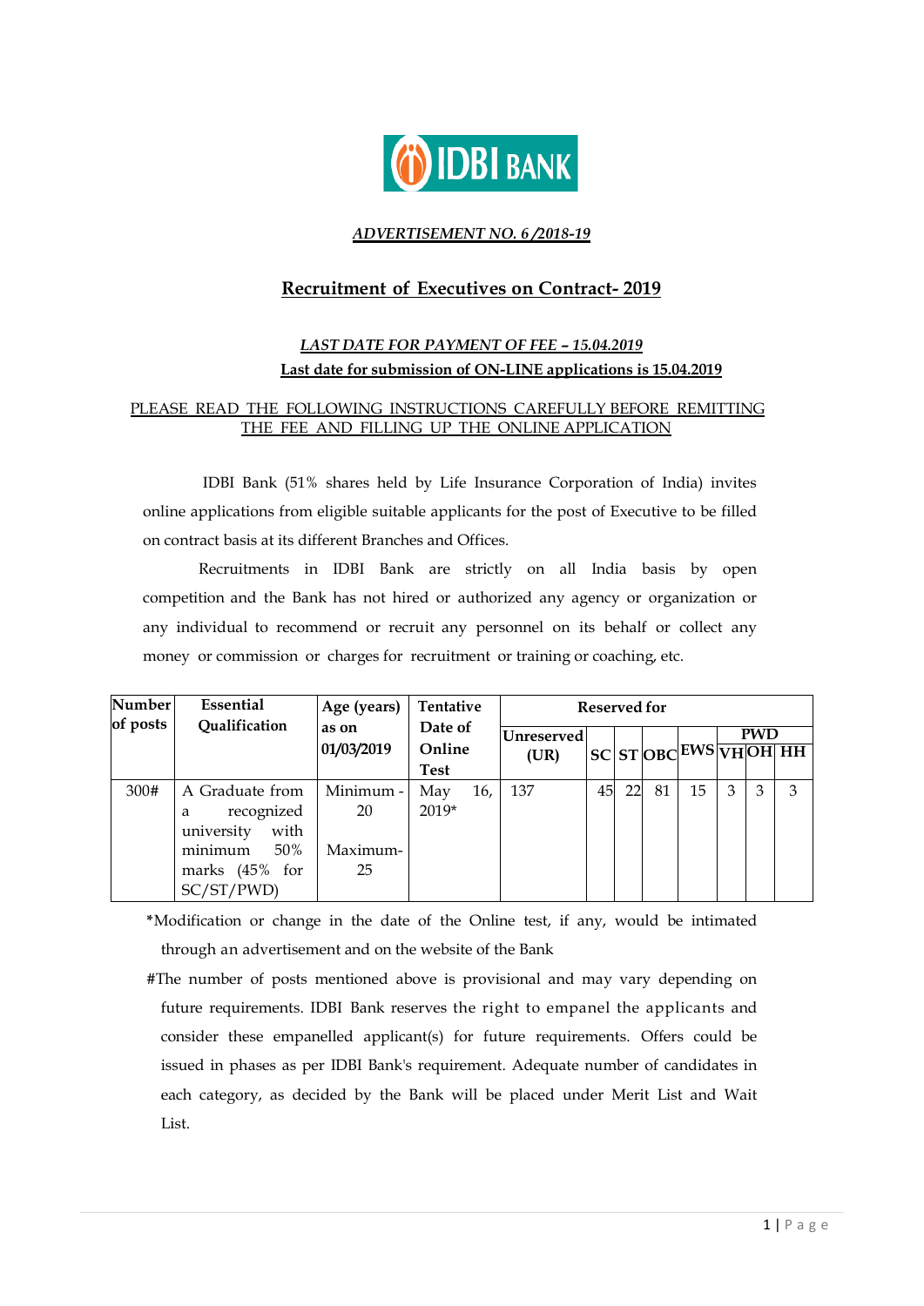IDBI BANK

***ADVERTISEMENT NO. 6 /2018-19***

## Recruitment of Executives on Contract- 2019

***LAST DATE FOR PAYMENT OF FEE – 15.04.2019***

**Last date for submission of ON-LINE applications is 15.04.2019**

PLEASE READ THE FOLLOWING INSTRUCTIONS CAREFULLY BEFORE REMITTING THE FEE AND FILLING UP THE ONLINE APPLICATION

IDBI Bank (51% shares held by Life Insurance Corporation of India) invites online applications from eligible suitable applicants for the post of Executive to be filled on contract basis at its different Branches and Offices.

Recruitments in IDBI Bank are strictly on all India basis by open competition and the Bank has not hired or authorized any agency or organization or any individual to recommend or recruit any personnel on its behalf or collect any money or commission or charges for recruitment or training or coaching, etc.

| Number of posts | Essential Qualification | Age (years) as on 01/03/2019 | Tentative Date of Online Test | Reserved for | | | | | | | |
|---|---|---|---|---|---|---|---|---|---|---|---|
| | | | | Unreserved (UR) | SC | ST | OBC | EWS | PWD | | |
| | | | | | | | | | VH | OH | HH |
| 300# | A Graduate from a recognized university with minimum 50% marks (45% for SC/ST/PWD) | Minimum - 20<br>Maximum- 25 | May 16, 2019* | 137 | 45 | 22 | 81 | 15 | 3 | 3 | 3 |

*Modification or change in the date of the Online test, if any, would be intimated through an advertisement and on the website of the Bank

#The number of posts mentioned above is provisional and may vary depending on future requirements. IDBI Bank reserves the right to empanel the applicants and consider these empanelled applicant(s) for future requirements. Offers could be issued in phases as per IDBI Bank's requirement. Adequate number of candidates in each category, as decided by the Bank will be placed under Merit List and Wait List.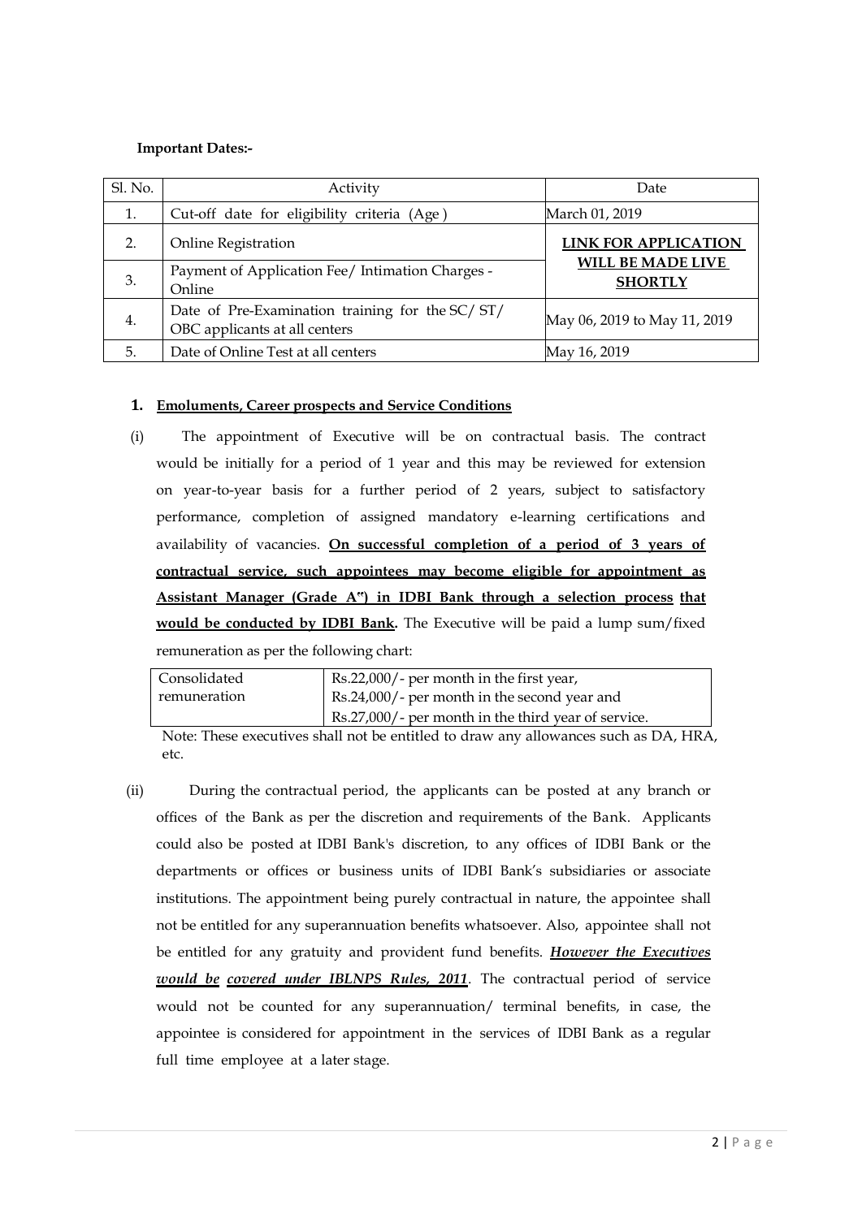**Important Dates:-**

| Sl. No. | Activity | Date |
|---|---|---|
| 1. | Cut-off date for eligibility criteria (Age) | March 01, 2019 |
| 2. | Online Registration | **LINK FOR APPLICATION WILL BE MADE LIVE SHORTLY** |
| 3. | Payment of Application Fee/ Intimation Charges - Online | |
| 4. | Date of Pre-Examination training for the SC/ ST/ OBC applicants at all centers | May 06, 2019 to May 11, 2019 |
| 5. | Date of Online Test at all centers | May 16, 2019 |

## 1. Emoluments, Career prospects and Service Conditions

(i) The appointment of Executive will be on contractual basis. The contract would be initially for a period of 1 year and this may be reviewed for extension on year-to-year basis for a further period of 2 years, subject to satisfactory performance, completion of assigned mandatory e-learning certifications and availability of vacancies. **On successful completion of a period of 3 years of contractual service, such appointees may become eligible for appointment as Assistant Manager (Grade A") in IDBI Bank through a selection process that would be conducted by IDBI Bank.** The Executive will be paid a lump sum/fixed remuneration as per the following chart:

| Consolidated remuneration | Rs.22,000/- per month in the first year, Rs.24,000/- per month in the second year and Rs.27,000/- per month in the third year of service. |
|---|---|

Note: These executives shall not be entitled to draw any allowances such as DA, HRA, etc.

(ii) During the contractual period, the applicants can be posted at any branch or offices of the Bank as per the discretion and requirements of the Bank. Applicants could also be posted at IDBI Bank's discretion, to any offices of IDBI Bank or the departments or offices or business units of IDBI Bank's subsidiaries or associate institutions. The appointment being purely contractual in nature, the appointee shall not be entitled for any superannuation benefits whatsoever. Also, appointee shall not be entitled for any gratuity and provident fund benefits. ***However the Executives would be covered under IBLNPS Rules, 2011***. The contractual period of service would not be counted for any superannuation/ terminal benefits, in case, the appointee is considered for appointment in the services of IDBI Bank as a regular full time employee at a later stage.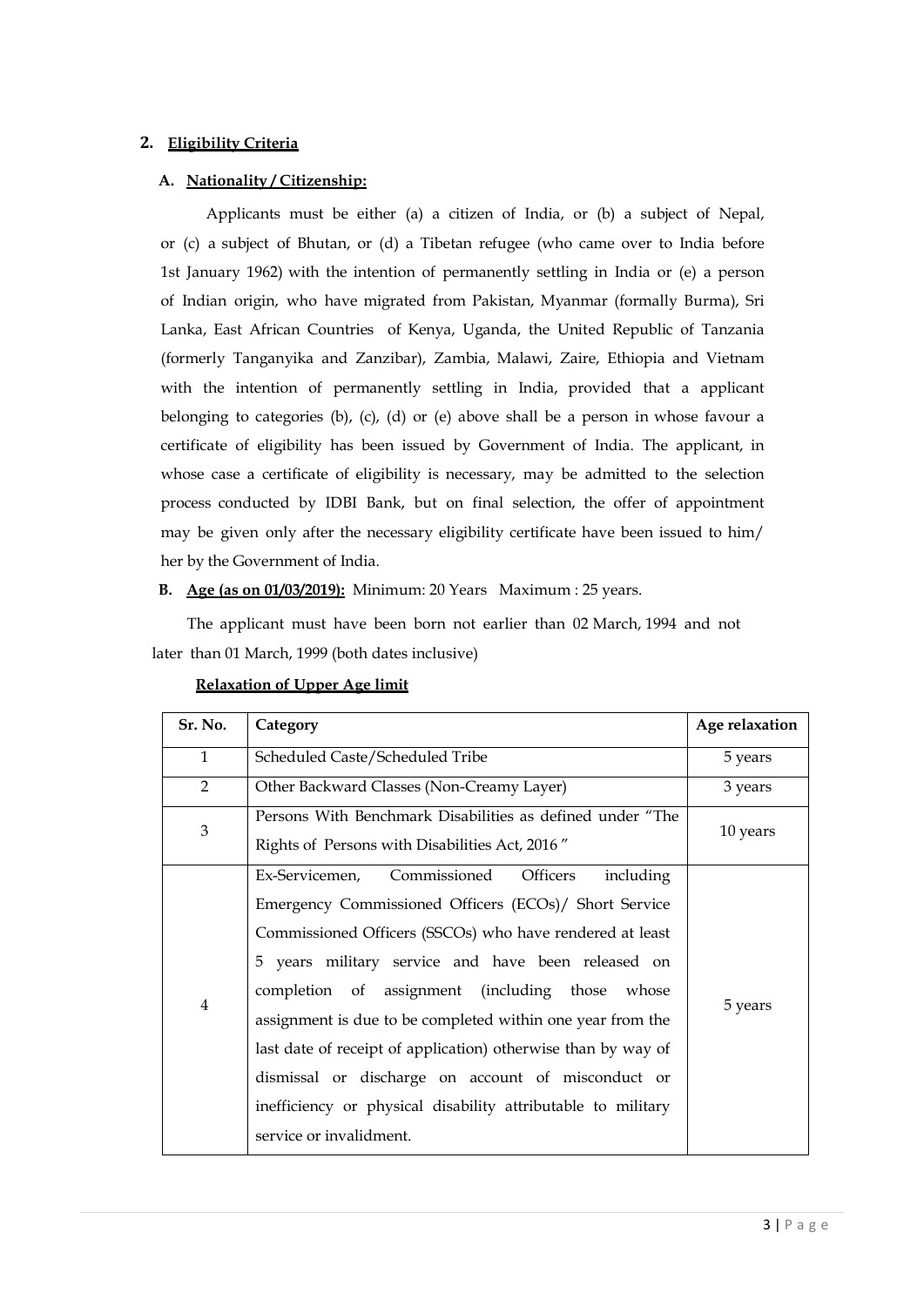## 2. Eligibility Criteria

### A. Nationality / Citizenship:

Applicants must be either (a) a citizen of India, or (b) a subject of Nepal, or (c) a subject of Bhutan, or (d) a Tibetan refugee (who came over to India before 1st January 1962) with the intention of permanently settling in India or (e) a person of Indian origin, who have migrated from Pakistan, Myanmar (formally Burma), Sri Lanka, East African Countries of Kenya, Uganda, the United Republic of Tanzania (formerly Tanganyika and Zanzibar), Zambia, Malawi, Zaire, Ethiopia and Vietnam with the intention of permanently settling in India, provided that a applicant belonging to categories (b), (c), (d) or (e) above shall be a person in whose favour a certificate of eligibility has been issued by Government of India. The applicant, in whose case a certificate of eligibility is necessary, may be admitted to the selection process conducted by IDBI Bank, but on final selection, the offer of appointment may be given only after the necessary eligibility certificate have been issued to him/ her by the Government of India.

### B. Age (as on 01/03/2019): Minimum: 20 Years Maximum : 25 years.

The applicant must have been born not earlier than 02 March, 1994 and not later than 01 March, 1999 (both dates inclusive)

**Relaxation of Upper Age limit**

| Sr. No. | Category | Age relaxation |
|---|---|---|
| 1 | Scheduled Caste/Scheduled Tribe | 5 years |
| 2 | Other Backward Classes (Non-Creamy Layer) | 3 years |
| 3 | Persons With Benchmark Disabilities as defined under "The Rights of Persons with Disabilities Act, 2016" | 10 years |
| 4 | Ex-Servicemen, Commissioned Officers including Emergency Commissioned Officers (ECOs)/ Short Service Commissioned Officers (SSCOs) who have rendered at least 5 years military service and have been released on completion of assignment (including those whose assignment is due to be completed within one year from the last date of receipt of application) otherwise than by way of dismissal or discharge on account of misconduct or inefficiency or physical disability attributable to military service or invalidment. | 5 years |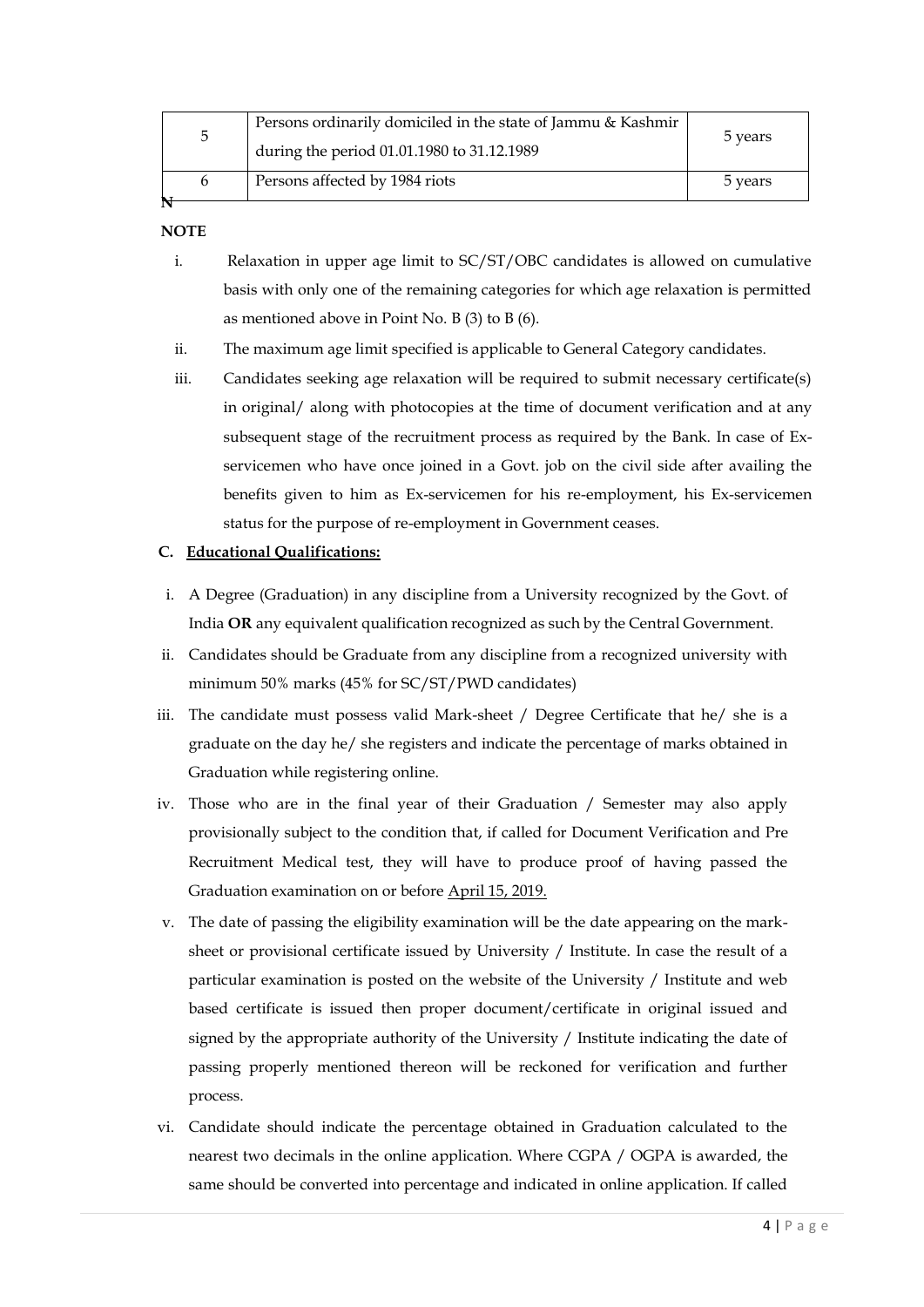| | | |
|---|---|---|
| 5 | Persons ordinarily domiciled in the state of Jammu & Kashmir during the period 01.01.1980 to 31.12.1989 | 5 years |
| 6 | Persons affected by 1984 riots | 5 years |

**NOTE**

i. Relaxation in upper age limit to SC/ST/OBC candidates is allowed on cumulative basis with only one of the remaining categories for which age relaxation is permitted as mentioned above in Point No. B (3) to B (6).

ii. The maximum age limit specified is applicable to General Category candidates.

iii. Candidates seeking age relaxation will be required to submit necessary certificate(s) in original/ along with photocopies at the time of document verification and at any subsequent stage of the recruitment process as required by the Bank. In case of Ex-servicemen who have once joined in a Govt. job on the civil side after availing the benefits given to him as Ex-servicemen for his re-employment, his Ex-servicemen status for the purpose of re-employment in Government ceases.

**C. Educational Qualifications:**

i. A Degree (Graduation) in any discipline from a University recognized by the Govt. of India **OR** any equivalent qualification recognized as such by the Central Government.

ii. Candidates should be Graduate from any discipline from a recognized university with minimum 50% marks (45% for SC/ST/PWD candidates)

iii. The candidate must possess valid Mark-sheet / Degree Certificate that he/ she is a graduate on the day he/ she registers and indicate the percentage of marks obtained in Graduation while registering online.

iv. Those who are in the final year of their Graduation / Semester may also apply provisionally subject to the condition that, if called for Document Verification and Pre Recruitment Medical test, they will have to produce proof of having passed the Graduation examination on or before April 15, 2019.

v. The date of passing the eligibility examination will be the date appearing on the mark-sheet or provisional certificate issued by University / Institute. In case the result of a particular examination is posted on the website of the University / Institute and web based certificate is issued then proper document/certificate in original issued and signed by the appropriate authority of the University / Institute indicating the date of passing properly mentioned thereon will be reckoned for verification and further process.

vi. Candidate should indicate the percentage obtained in Graduation calculated to the nearest two decimals in the online application. Where CGPA / OGPA is awarded, the same should be converted into percentage and indicated in online application. If called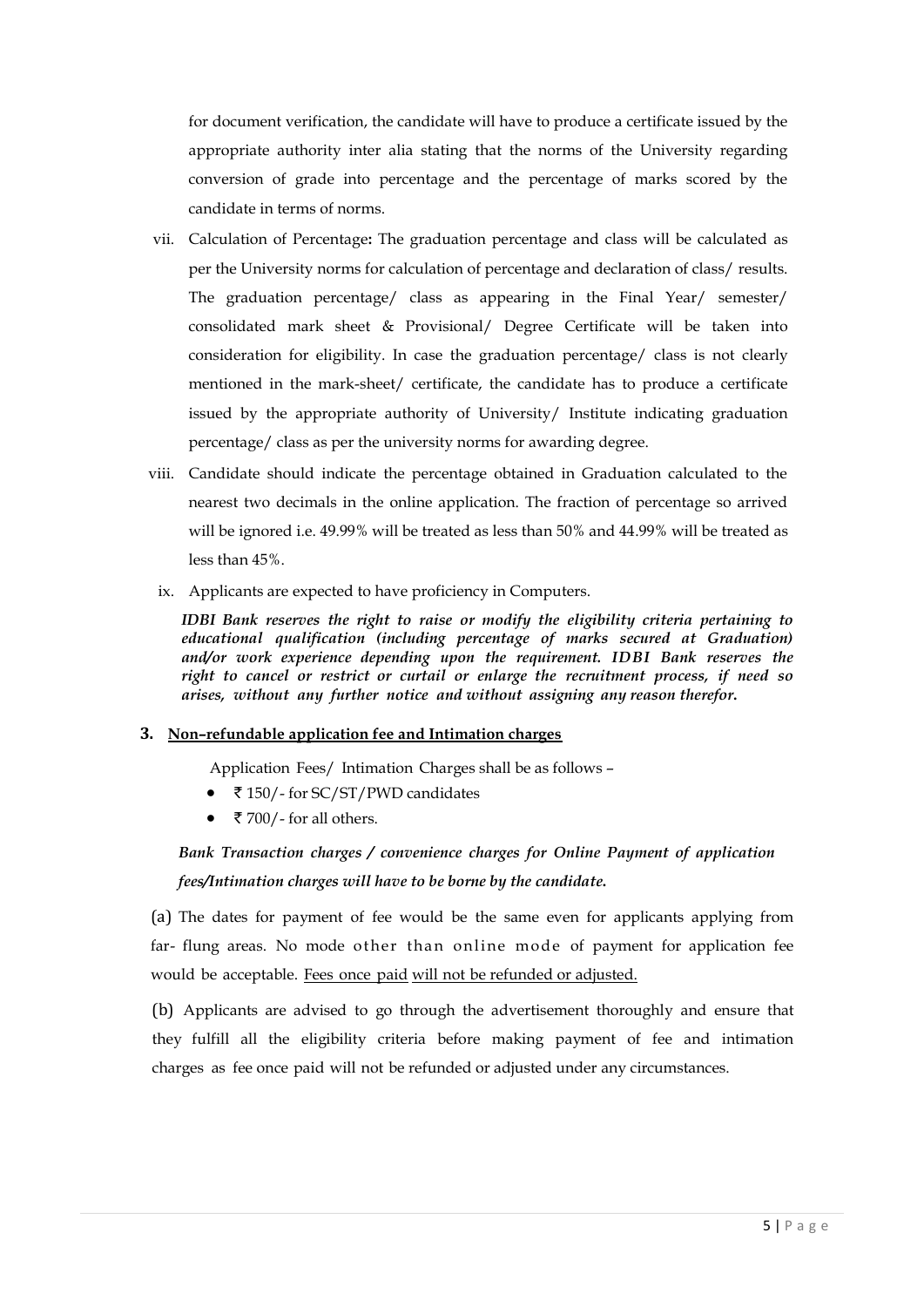for document verification, the candidate will have to produce a certificate issued by the appropriate authority inter alia stating that the norms of the University regarding conversion of grade into percentage and the percentage of marks scored by the candidate in terms of norms.

vii. Calculation of Percentage**:** The graduation percentage and class will be calculated as per the University norms for calculation of percentage and declaration of class/ results. The graduation percentage/ class as appearing in the Final Year/ semester/ consolidated mark sheet & Provisional/ Degree Certificate will be taken into consideration for eligibility. In case the graduation percentage/ class is not clearly mentioned in the mark-sheet/ certificate, the candidate has to produce a certificate issued by the appropriate authority of University/ Institute indicating graduation percentage/ class as per the university norms for awarding degree.

viii. Candidate should indicate the percentage obtained in Graduation calculated to the nearest two decimals in the online application. The fraction of percentage so arrived will be ignored i.e. 49.99% will be treated as less than 50% and 44.99% will be treated as less than 45%.

ix. Applicants are expected to have proficiency in Computers.

***IDBI Bank reserves the right to raise or modify the eligibility criteria pertaining to educational qualification (including percentage of marks secured at Graduation) and/or work experience depending upon the requirement. IDBI Bank reserves the right to cancel or restrict or curtail or enlarge the recruitment process, if need so arises, without any further notice and without assigning any reason therefor.***

### 3. Non–refundable application fee and Intimation charges

Application Fees/ Intimation Charges shall be as follows –

- ₹ 150/- for SC/ST/PWD candidates
- ₹ 700/- for all others.

***Bank Transaction charges / convenience charges for Online Payment of application fees/Intimation charges will have to be borne by the candidate.***

(a) The dates for payment of fee would be the same even for applicants applying from far- flung areas. No mode other than online mode of payment for application fee would be acceptable. Fees once paid will not be refunded or adjusted.

(b) Applicants are advised to go through the advertisement thoroughly and ensure that they fulfill all the eligibility criteria before making payment of fee and intimation charges as fee once paid will not be refunded or adjusted under any circumstances.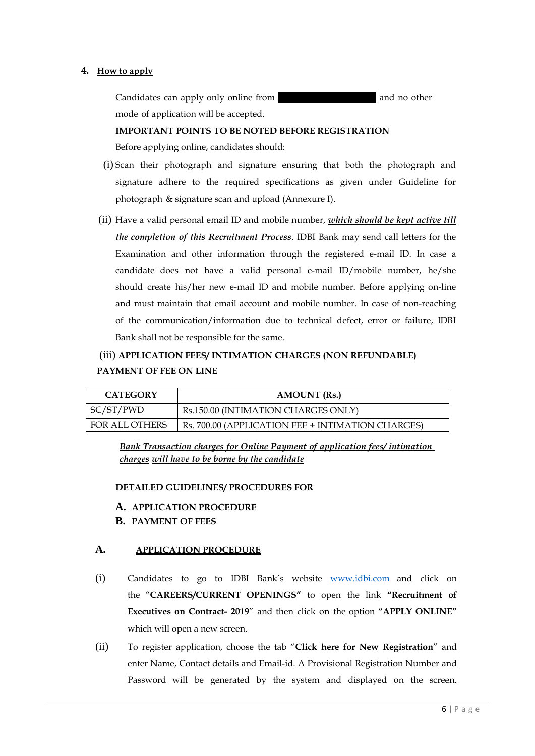## 4. How to apply

Candidates can apply only online from and no other mode of application will be accepted.

**IMPORTANT POINTS TO BE NOTED BEFORE REGISTRATION**

Before applying online, candidates should:

(i) Scan their photograph and signature ensuring that both the photograph and signature adhere to the required specifications as given under Guideline for photograph & signature scan and upload (Annexure I).

(ii) Have a valid personal email ID and mobile number, ***which should be kept active till the completion of this Recruitment Process***. IDBI Bank may send call letters for the Examination and other information through the registered e-mail ID. In case a candidate does not have a valid personal e-mail ID/mobile number, he/she should create his/her new e-mail ID and mobile number. Before applying on-line and must maintain that email account and mobile number. In case of non-reaching of the communication/information due to technical defect, error or failure, IDBI Bank shall not be responsible for the same.

(iii) **APPLICATION FEES/ INTIMATION CHARGES (NON REFUNDABLE)**

**PAYMENT OF FEE ON LINE**

| CATEGORY | AMOUNT (Rs.) |
|---|---|
| SC/ST/PWD | Rs.150.00 (INTIMATION CHARGES ONLY) |
| FOR ALL OTHERS | Rs. 700.00 (APPLICATION FEE + INTIMATION CHARGES) |

***Bank Transaction charges for Online Payment of application fees/ intimation charges will have to be borne by the candidate***

**DETAILED GUIDELINES/ PROCEDURES FOR**

**A. APPLICATION PROCEDURE**

**B. PAYMENT OF FEES**

### A. APPLICATION PROCEDURE

(i) Candidates to go to IDBI Bank's website www.idbi.com and click on the "**CAREERS/CURRENT OPENINGS"** to open the link **"Recruitment of Executives on Contract- 2019**" and then click on the option **"APPLY ONLINE"** which will open a new screen.

(ii) To register application, choose the tab "**Click here for New Registration**" and enter Name, Contact details and Email-id. A Provisional Registration Number and Password will be generated by the system and displayed on the screen.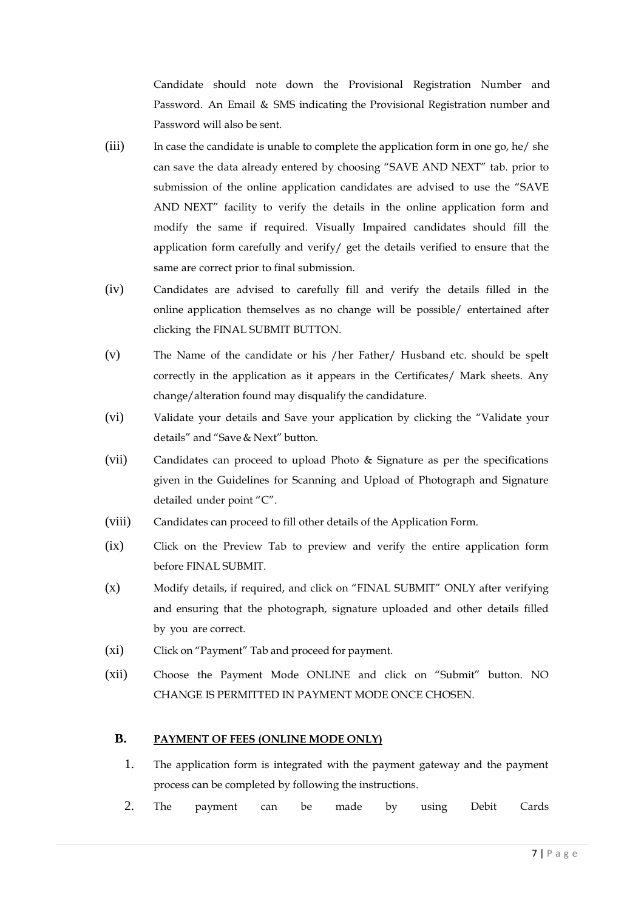Candidate should note down the Provisional Registration Number and Password. An Email & SMS indicating the Provisional Registration number and Password will also be sent.

(iii) In case the candidate is unable to complete the application form in one go, he/ she can save the data already entered by choosing "SAVE AND NEXT" tab. prior to submission of the online application candidates are advised to use the "SAVE AND NEXT" facility to verify the details in the online application form and modify the same if required. Visually Impaired candidates should fill the application form carefully and verify/ get the details verified to ensure that the same are correct prior to final submission.

(iv) Candidates are advised to carefully fill and verify the details filled in the online application themselves as no change will be possible/ entertained after clicking the FINAL SUBMIT BUTTON.

(v) The Name of the candidate or his /her Father/ Husband etc. should be spelt correctly in the application as it appears in the Certificates/ Mark sheets. Any change/alteration found may disqualify the candidature.

(vi) Validate your details and Save your application by clicking the "Validate your details" and "Save & Next" button.

(vii) Candidates can proceed to upload Photo & Signature as per the specifications given in the Guidelines for Scanning and Upload of Photograph and Signature detailed under point "C".

(viii) Candidates can proceed to fill other details of the Application Form.

(ix) Click on the Preview Tab to preview and verify the entire application form before FINAL SUBMIT.

(x) Modify details, if required, and click on "FINAL SUBMIT" ONLY after verifying and ensuring that the photograph, signature uploaded and other details filled by you are correct.

(xi) Click on "Payment" Tab and proceed for payment.

(xii) Choose the Payment Mode ONLINE and click on "Submit" button. NO CHANGE IS PERMITTED IN PAYMENT MODE ONCE CHOSEN.

**B. <u>PAYMENT OF FEES (ONLINE MODE ONLY)</u>**

1. The application form is integrated with the payment gateway and the payment process can be completed by following the instructions.
2. The payment can be made by using Debit Cards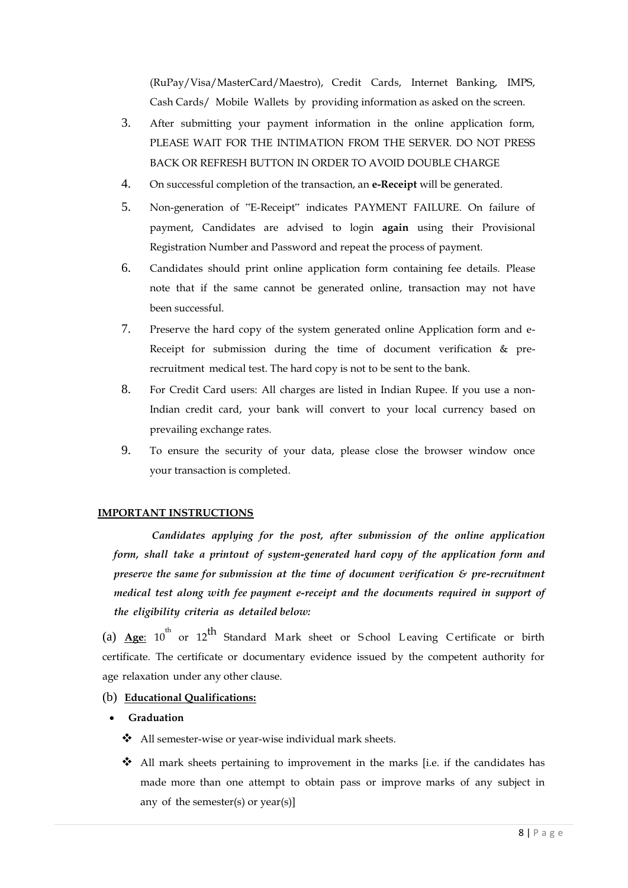(RuPay/Visa/MasterCard/Maestro), Credit Cards, Internet Banking, IMPS, Cash Cards/ Mobile Wallets by providing information as asked on the screen.

3. After submitting your payment information in the online application form, PLEASE WAIT FOR THE INTIMATION FROM THE SERVER. DO NOT PRESS BACK OR REFRESH BUTTON IN ORDER TO AVOID DOUBLE CHARGE
4. On successful completion of the transaction, an **e-Receipt** will be generated.
5. Non-generation of "E-Receipt" indicates PAYMENT FAILURE. On failure of payment, Candidates are advised to login **again** using their Provisional Registration Number and Password and repeat the process of payment.
6. Candidates should print online application form containing fee details. Please note that if the same cannot be generated online, transaction may not have been successful.
7. Preserve the hard copy of the system generated online Application form and e-Receipt for submission during the time of document verification & pre-recruitment medical test. The hard copy is not to be sent to the bank.
8. For Credit Card users: All charges are listed in Indian Rupee. If you use a non-Indian credit card, your bank will convert to your local currency based on prevailing exchange rates.
9. To ensure the security of your data, please close the browser window once your transaction is completed.

**IMPORTANT INSTRUCTIONS**

*Candidates applying for the post, after submission of the online application form, shall take a printout of system-generated hard copy of the application form and preserve the same for submission at the time of document verification & pre-recruitment medical test along with fee payment e-receipt and the documents required in support of the eligibility criteria as detailed below:*

(a) **Age**: 10th or 12th Standard Mark sheet or School Leaving Certificate or birth certificate. The certificate or documentary evidence issued by the competent authority for age relaxation under any other clause.

(b) **Educational Qualifications:**

- **Graduation**
  - All semester-wise or year-wise individual mark sheets.
  - All mark sheets pertaining to improvement in the marks [i.e. if the candidates has made more than one attempt to obtain pass or improve marks of any subject in any of the semester(s) or year(s)]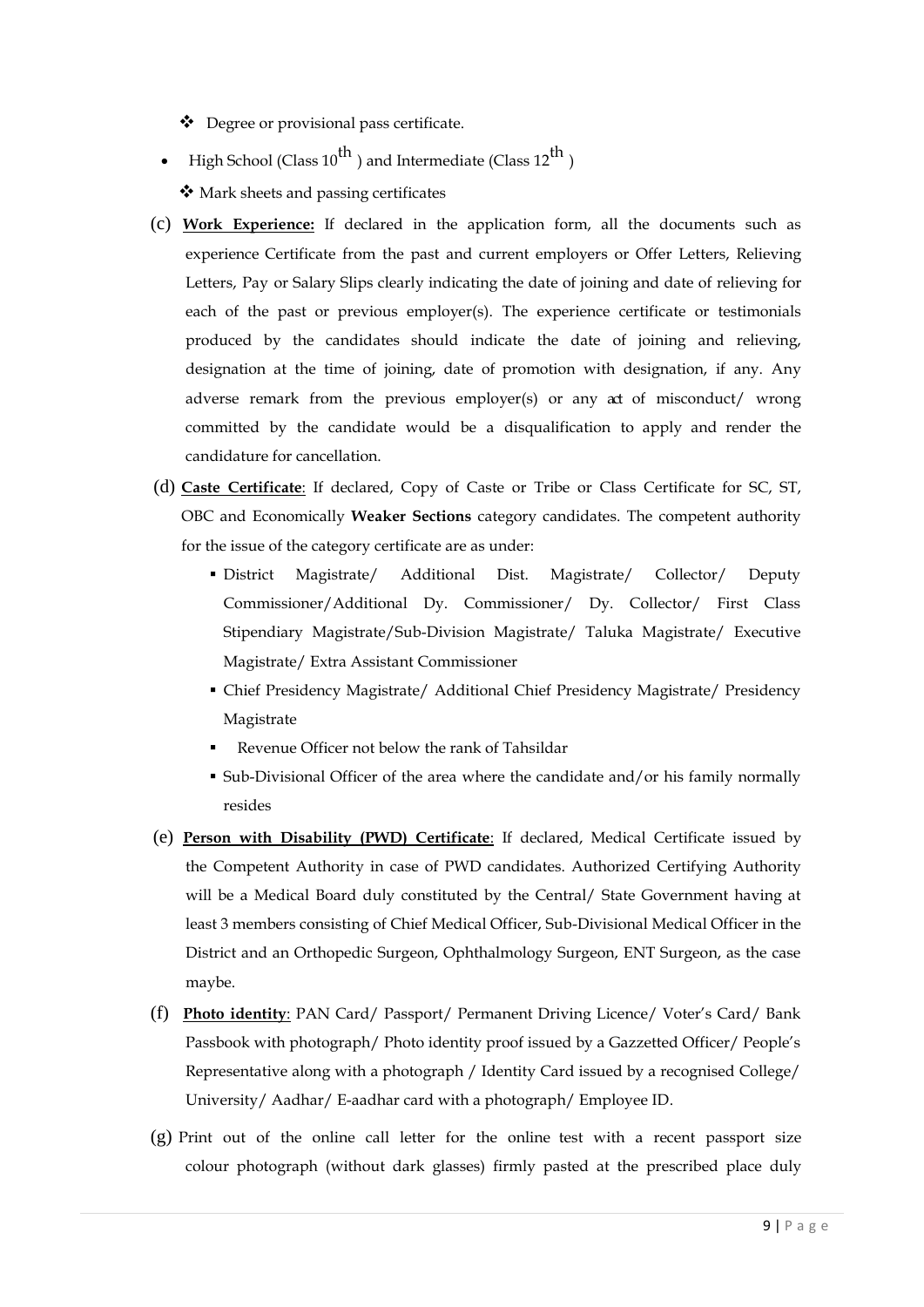- Degree or provisional pass certificate.

- High School (Class $10^{th}$ ) and Intermediate (Class $12^{th}$ )
  - Mark sheets and passing certificates

(c) **Work Experience:** If declared in the application form, all the documents such as experience Certificate from the past and current employers or Offer Letters, Relieving Letters, Pay or Salary Slips clearly indicating the date of joining and date of relieving for each of the past or previous employer(s). The experience certificate or testimonials produced by the candidates should indicate the date of joining and relieving, designation at the time of joining, date of promotion with designation, if any. Any adverse remark from the previous employer(s) or any act of misconduct/ wrong committed by the candidate would be a disqualification to apply and render the candidature for cancellation.

(d) **Caste Certificate**: If declared, Copy of Caste or Tribe or Class Certificate for SC, ST, OBC and Economically **Weaker Sections** category candidates. The competent authority for the issue of the category certificate are as under:

- District Magistrate/ Additional Dist. Magistrate/ Collector/ Deputy Commissioner/Additional Dy. Commissioner/ Dy. Collector/ First Class Stipendiary Magistrate/Sub-Division Magistrate/ Taluka Magistrate/ Executive Magistrate/ Extra Assistant Commissioner
- Chief Presidency Magistrate/ Additional Chief Presidency Magistrate/ Presidency Magistrate
- Revenue Officer not below the rank of Tahsildar
- Sub-Divisional Officer of the area where the candidate and/or his family normally resides

(e) **Person with Disability (PWD) Certificate**: If declared, Medical Certificate issued by the Competent Authority in case of PWD candidates. Authorized Certifying Authority will be a Medical Board duly constituted by the Central/ State Government having at least 3 members consisting of Chief Medical Officer, Sub-Divisional Medical Officer in the District and an Orthopedic Surgeon, Ophthalmology Surgeon, ENT Surgeon, as the case maybe.

(f) **Photo identity**: PAN Card/ Passport/ Permanent Driving Licence/ Voter's Card/ Bank Passbook with photograph/ Photo identity proof issued by a Gazzetted Officer/ People's Representative along with a photograph / Identity Card issued by a recognised College/ University/ Aadhar/ E-aadhar card with a photograph/ Employee ID.

(g) Print out of the online call letter for the online test with a recent passport size colour photograph (without dark glasses) firmly pasted at the prescribed place duly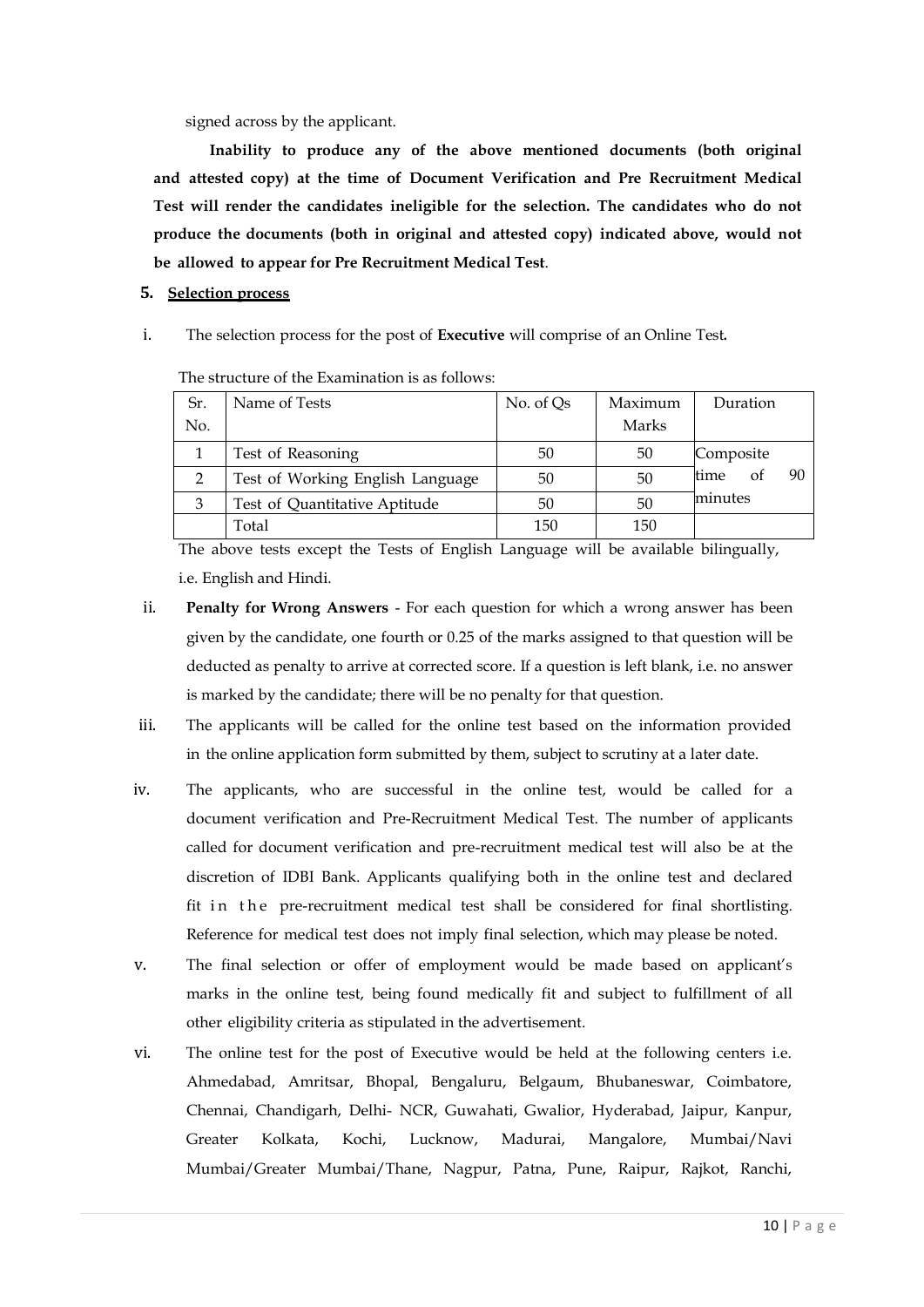signed across by the applicant.

**Inability to produce any of the above mentioned documents (both original and attested copy) at the time of Document Verification and Pre Recruitment Medical Test will render the candidates ineligible for the selection. The candidates who do not produce the documents (both in original and attested copy) indicated above, would not be allowed to appear for Pre Recruitment Medical Test**.

## 5. Selection process

i. The selection process for the post of **Executive** will comprise of an Online Test**.**

The structure of the Examination is as follows:

| Sr. No. | Name of Tests | No. of Qs | Maximum Marks | Duration |
|---|---|---|---|---|
| 1 | Test of Reasoning | 50 | 50 | Composite time of 90 minutes |
| 2 | Test of Working English Language | 50 | 50 | |
| 3 | Test of Quantitative Aptitude | 50 | 50 | |
| | Total | 150 | 150 | |

The above tests except the Tests of English Language will be available bilingually, i.e. English and Hindi.

ii. **Penalty for Wrong Answers** - For each question for which a wrong answer has been given by the candidate, one fourth or 0.25 of the marks assigned to that question will be deducted as penalty to arrive at corrected score. If a question is left blank, i.e. no answer is marked by the candidate; there will be no penalty for that question.

iii. The applicants will be called for the online test based on the information provided in the online application form submitted by them, subject to scrutiny at a later date.

iv. The applicants, who are successful in the online test, would be called for a document verification and Pre-Recruitment Medical Test. The number of applicants called for document verification and pre-recruitment medical test will also be at the discretion of IDBI Bank. Applicants qualifying both in the online test and declared fit in the pre-recruitment medical test shall be considered for final shortlisting. Reference for medical test does not imply final selection, which may please be noted.

v. The final selection or offer of employment would be made based on applicant's marks in the online test, being found medically fit and subject to fulfillment of all other eligibility criteria as stipulated in the advertisement.

vi. The online test for the post of Executive would be held at the following centers i.e. Ahmedabad, Amritsar, Bhopal, Bengaluru, Belgaum, Bhubaneswar, Coimbatore, Chennai, Chandigarh, Delhi- NCR, Guwahati, Gwalior, Hyderabad, Jaipur, Kanpur, Greater Kolkata, Kochi, Lucknow, Madurai, Mangalore, Mumbai/Navi Mumbai/Greater Mumbai/Thane, Nagpur, Patna, Pune, Raipur, Rajkot, Ranchi,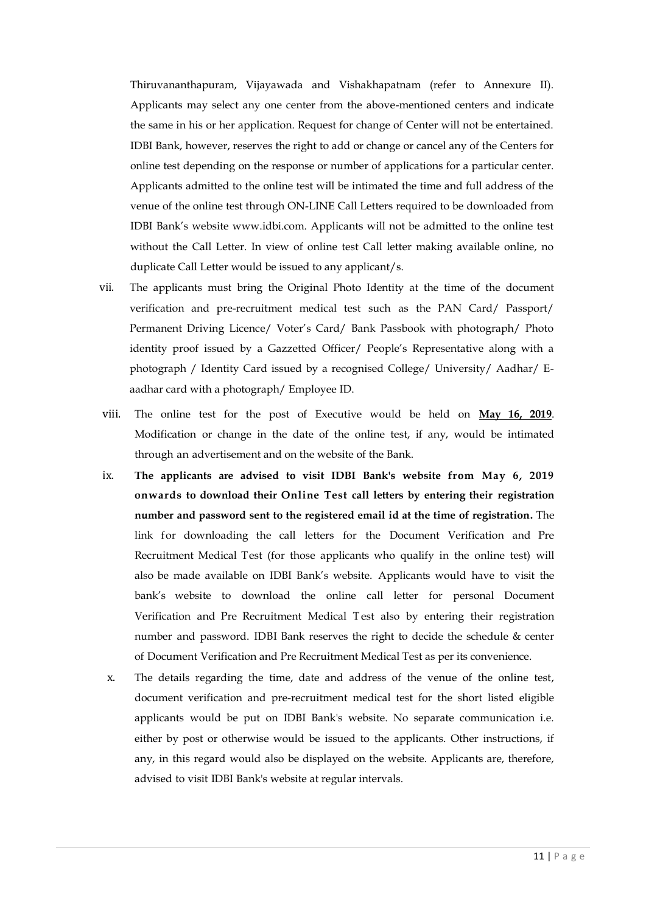Thiruvananthapuram, Vijayawada and Vishakhapatnam (refer to Annexure II). Applicants may select any one center from the above-mentioned centers and indicate the same in his or her application. Request for change of Center will not be entertained. IDBI Bank, however, reserves the right to add or change or cancel any of the Centers for online test depending on the response or number of applications for a particular center. Applicants admitted to the online test will be intimated the time and full address of the venue of the online test through ON-LINE Call Letters required to be downloaded from IDBI Bank's website www.idbi.com. Applicants will not be admitted to the online test without the Call Letter. In view of online test Call letter making available online, no duplicate Call Letter would be issued to any applicant/s.

vii. The applicants must bring the Original Photo Identity at the time of the document verification and pre-recruitment medical test such as the PAN Card/ Passport/ Permanent Driving Licence/ Voter's Card/ Bank Passbook with photograph/ Photo identity proof issued by a Gazzetted Officer/ People's Representative along with a photograph / Identity Card issued by a recognised College/ University/ Aadhar/ E-aadhar card with a photograph/ Employee ID.

viii. The online test for the post of Executive would be held on **May 16, 2019**. Modification or change in the date of the online test, if any, would be intimated through an advertisement and on the website of the Bank.

ix. **The applicants are advised to visit IDBI Bank's website from May 6, 2019 onwards to download their Online Test call letters by entering their registration number and password sent to the registered email id at the time of registration.** The link for downloading the call letters for the Document Verification and Pre Recruitment Medical Test (for those applicants who qualify in the online test) will also be made available on IDBI Bank's website. Applicants would have to visit the bank's website to download the online call letter for personal Document Verification and Pre Recruitment Medical Test also by entering their registration number and password. IDBI Bank reserves the right to decide the schedule & center of Document Verification and Pre Recruitment Medical Test as per its convenience.

x. The details regarding the time, date and address of the venue of the online test, document verification and pre-recruitment medical test for the short listed eligible applicants would be put on IDBI Bank's website. No separate communication i.e. either by post or otherwise would be issued to the applicants. Other instructions, if any, in this regard would also be displayed on the website. Applicants are, therefore, advised to visit IDBI Bank's website at regular intervals.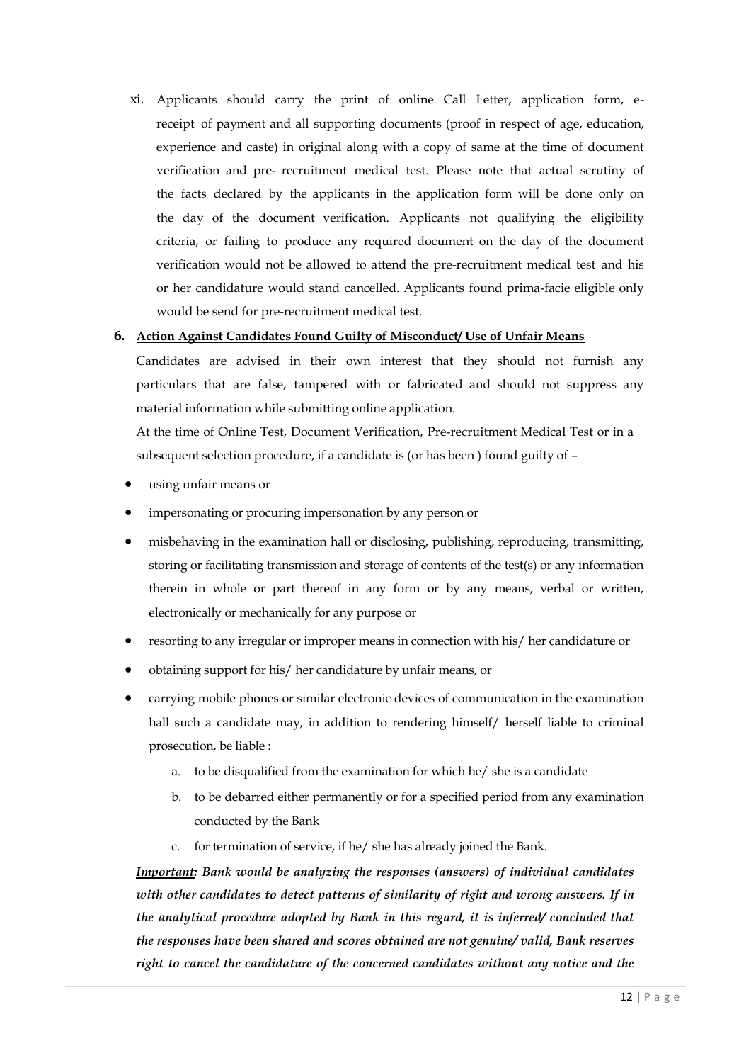xi. Applicants should carry the print of online Call Letter, application form, e-receipt of payment and all supporting documents (proof in respect of age, education, experience and caste) in original along with a copy of same at the time of document verification and pre- recruitment medical test. Please note that actual scrutiny of the facts declared by the applicants in the application form will be done only on the day of the document verification. Applicants not qualifying the eligibility criteria, or failing to produce any required document on the day of the document verification would not be allowed to attend the pre-recruitment medical test and his or her candidature would stand cancelled. Applicants found prima-facie eligible only would be send for pre-recruitment medical test.

**6. Action Against Candidates Found Guilty of Misconduct/ Use of Unfair Means**

Candidates are advised in their own interest that they should not furnish any particulars that are false, tampered with or fabricated and should not suppress any material information while submitting online application.

At the time of Online Test, Document Verification, Pre-recruitment Medical Test or in a subsequent selection procedure, if a candidate is (or has been ) found guilty of –

- using unfair means or
- impersonating or procuring impersonation by any person or
- misbehaving in the examination hall or disclosing, publishing, reproducing, transmitting, storing or facilitating transmission and storage of contents of the test(s) or any information therein in whole or part thereof in any form or by any means, verbal or written, electronically or mechanically for any purpose or
- resorting to any irregular or improper means in connection with his/ her candidature or
- obtaining support for his/ her candidature by unfair means, or
- carrying mobile phones or similar electronic devices of communication in the examination hall such a candidate may, in addition to rendering himself/ herself liable to criminal prosecution, be liable :
  a. to be disqualified from the examination for which he/ she is a candidate
  b. to be debarred either permanently or for a specified period from any examination conducted by the Bank
  c. for termination of service, if he/ she has already joined the Bank.

***Important**: Bank would be analyzing the responses (answers) of individual candidates with other candidates to detect patterns of similarity of right and wrong answers. If in the analytical procedure adopted by Bank in this regard, it is inferred/ concluded that the responses have been shared and scores obtained are not genuine/ valid, Bank reserves right to cancel the candidature of the concerned candidates without any notice and the*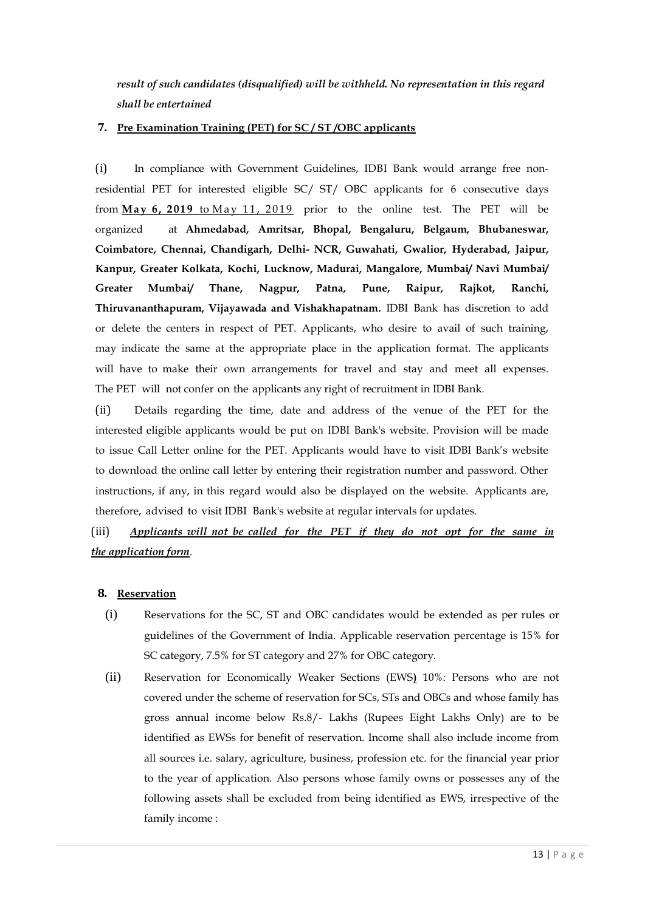*result of such candidates (disqualified) will be withheld. No representation in this regard shall be entertained*

**7. Pre Examination Training (PET) for SC / ST /OBC applicants**

(i) In compliance with Government Guidelines, IDBI Bank would arrange free non-residential PET for interested eligible SC/ ST/ OBC applicants for 6 consecutive days from **May 6, 2019** to May 11, 2019 prior to the online test. The PET will be organized at **Ahmedabad, Amritsar, Bhopal, Bengaluru, Belgaum, Bhubaneswar, Coimbatore, Chennai, Chandigarh, Delhi- NCR, Guwahati, Gwalior, Hyderabad, Jaipur, Kanpur, Greater Kolkata, Kochi, Lucknow, Madurai, Mangalore, Mumbai/ Navi Mumbai/ Greater Mumbai/ Thane, Nagpur, Patna, Pune, Raipur, Rajkot, Ranchi, Thiruvananthapuram, Vijayawada and Vishakhapatnam.** IDBI Bank has discretion to add or delete the centers in respect of PET. Applicants, who desire to avail of such training, may indicate the same at the appropriate place in the application format. The applicants will have to make their own arrangements for travel and stay and meet all expenses. The PET will not confer on the applicants any right of recruitment in IDBI Bank.

(ii) Details regarding the time, date and address of the venue of the PET for the interested eligible applicants would be put on IDBI Bank's website. Provision will be made to issue Call Letter online for the PET. Applicants would have to visit IDBI Bank's website to download the online call letter by entering their registration number and password. Other instructions, if any, in this regard would also be displayed on the website. Applicants are, therefore, advised to visit IDBI Bank's website at regular intervals for updates.

(iii) ***Applicants will not be called for the PET if they do not opt for the same in the application form***.

**8. Reservation**

(i) Reservations for the SC, ST and OBC candidates would be extended as per rules or guidelines of the Government of India. Applicable reservation percentage is 15% for SC category, 7.5% for ST category and 27% for OBC category.

(ii) Reservation for Economically Weaker Sections (EWS) 10%: Persons who are not covered under the scheme of reservation for SCs, STs and OBCs and whose family has gross annual income below Rs.8/- Lakhs (Rupees Eight Lakhs Only) are to be identified as EWSs for benefit of reservation. Income shall also include income from all sources i.e. salary, agriculture, business, profession etc. for the financial year prior to the year of application. Also persons whose family owns or possesses any of the following assets shall be excluded from being identified as EWS, irrespective of the family income :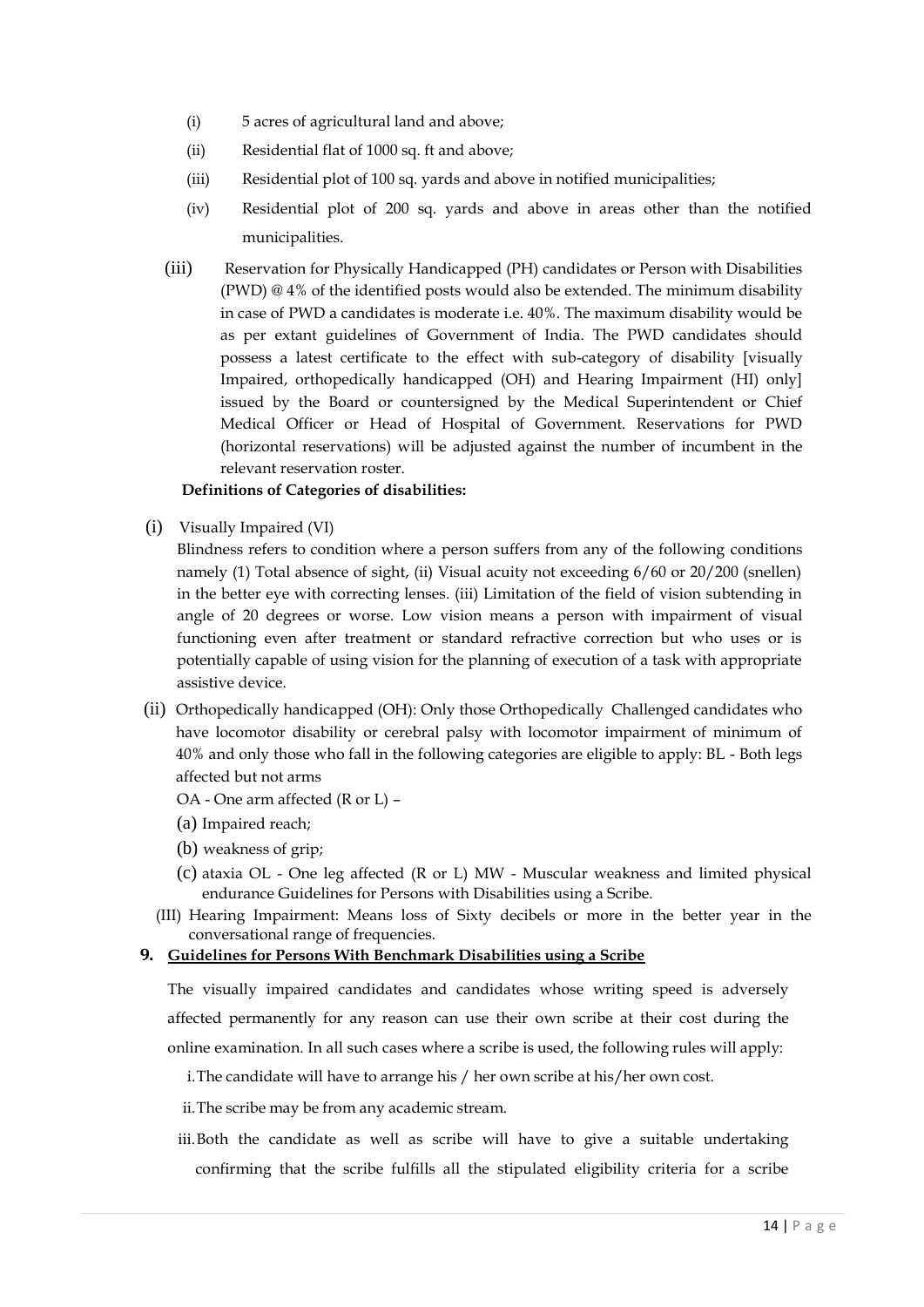(i) 5 acres of agricultural land and above;

(ii) Residential flat of 1000 sq. ft and above;

(iii) Residential plot of 100 sq. yards and above in notified municipalities;

(iv) Residential plot of 200 sq. yards and above in areas other than the notified municipalities.

(iii) Reservation for Physically Handicapped (PH) candidates or Person with Disabilities (PWD) @ 4% of the identified posts would also be extended. The minimum disability in case of PWD a candidates is moderate i.e. 40%. The maximum disability would be as per extant guidelines of Government of India. The PWD candidates should possess a latest certificate to the effect with sub-category of disability [visually Impaired, orthopedically handicapped (OH) and Hearing Impairment (HI) only] issued by the Board or countersigned by the Medical Superintendent or Chief Medical Officer or Head of Hospital of Government. Reservations for PWD (horizontal reservations) will be adjusted against the number of incumbent in the relevant reservation roster.

**Definitions of Categories of disabilities:**

(i) Visually Impaired (VI)

Blindness refers to condition where a person suffers from any of the following conditions namely (1) Total absence of sight, (ii) Visual acuity not exceeding 6/60 or 20/200 (snellen) in the better eye with correcting lenses. (iii) Limitation of the field of vision subtending in angle of 20 degrees or worse. Low vision means a person with impairment of visual functioning even after treatment or standard refractive correction but who uses or is potentially capable of using vision for the planning of execution of a task with appropriate assistive device.

(ii) Orthopedically handicapped (OH): Only those Orthopedically Challenged candidates who have locomotor disability or cerebral palsy with locomotor impairment of minimum of 40% and only those who fall in the following categories are eligible to apply: BL - Both legs affected but not arms

OA - One arm affected (R or L) –

(a) Impaired reach;

(b) weakness of grip;

(c) ataxia OL - One leg affected (R or L) MW - Muscular weakness and limited physical endurance Guidelines for Persons with Disabilities using a Scribe.

(III) Hearing Impairment: Means loss of Sixty decibels or more in the better year in the conversational range of frequencies.

**9. Guidelines for Persons With Benchmark Disabilities using a Scribe**

The visually impaired candidates and candidates whose writing speed is adversely affected permanently for any reason can use their own scribe at their cost during the online examination. In all such cases where a scribe is used, the following rules will apply:

i. The candidate will have to arrange his / her own scribe at his/her own cost.

ii. The scribe may be from any academic stream.

iii. Both the candidate as well as scribe will have to give a suitable undertaking confirming that the scribe fulfills all the stipulated eligibility criteria for a scribe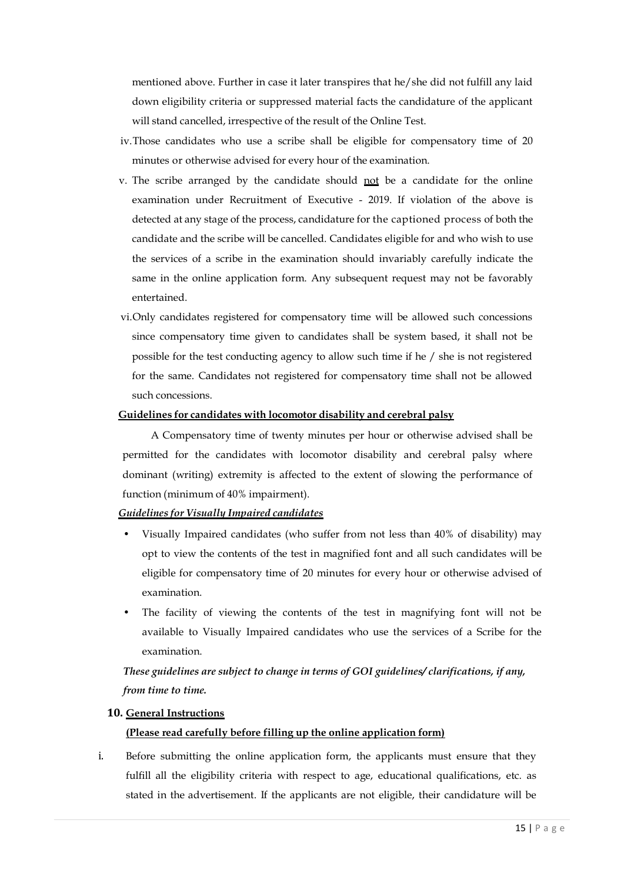mentioned above. Further in case it later transpires that he/she did not fulfill any laid down eligibility criteria or suppressed material facts the candidature of the applicant will stand cancelled, irrespective of the result of the Online Test.

iv. Those candidates who use a scribe shall be eligible for compensatory time of 20 minutes or otherwise advised for every hour of the examination.

v. The scribe arranged by the candidate should <u>not</u> be a candidate for the online examination under Recruitment of Executive - 2019. If violation of the above is detected at any stage of the process, candidature for the captioned process of both the candidate and the scribe will be cancelled. Candidates eligible for and who wish to use the services of a scribe in the examination should invariably carefully indicate the same in the online application form. Any subsequent request may not be favorably entertained.

vi. Only candidates registered for compensatory time will be allowed such concessions since compensatory time given to candidates shall be system based, it shall not be possible for the test conducting agency to allow such time if he / she is not registered for the same. Candidates not registered for compensatory time shall not be allowed such concessions.

**<u>Guidelines for candidates with locomotor disability and cerebral palsy</u>**

A Compensatory time of twenty minutes per hour or otherwise advised shall be permitted for the candidates with locomotor disability and cerebral palsy where dominant (writing) extremity is affected to the extent of slowing the performance of function (minimum of 40% impairment).

***<u>Guidelines for Visually Impaired candidates</u>***

- Visually Impaired candidates (who suffer from not less than 40% of disability) may opt to view the contents of the test in magnified font and all such candidates will be eligible for compensatory time of 20 minutes for every hour or otherwise advised of examination.
- The facility of viewing the contents of the test in magnifying font will not be available to Visually Impaired candidates who use the services of a Scribe for the examination.

***These guidelines are subject to change in terms of GOI guidelines/ clarifications, if any, from time to time.***

## 10. <u>General Instructions</u>

**<u>(Please read carefully before filling up the online application form)</u>**

i. Before submitting the online application form, the applicants must ensure that they fulfill all the eligibility criteria with respect to age, educational qualifications, etc. as stated in the advertisement. If the applicants are not eligible, their candidature will be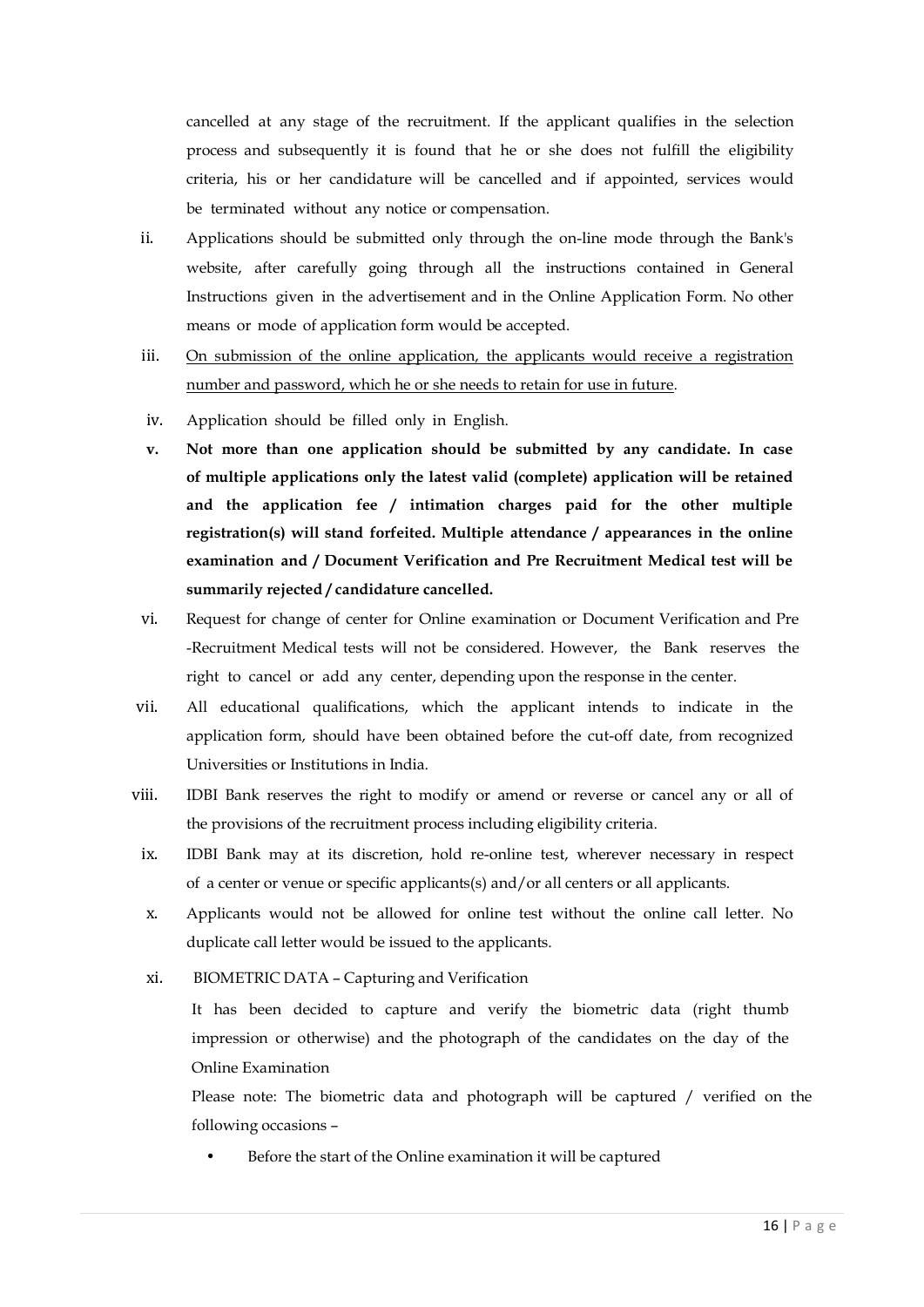cancelled at any stage of the recruitment. If the applicant qualifies in the selection process and subsequently it is found that he or she does not fulfill the eligibility criteria, his or her candidature will be cancelled and if appointed, services would be terminated without any notice or compensation.

ii. Applications should be submitted only through the on-line mode through the Bank's website, after carefully going through all the instructions contained in General Instructions given in the advertisement and in the Online Application Form. No other means or mode of application form would be accepted.

iii. On submission of the online application, the applicants would receive a registration number and password, which he or she needs to retain for use in future.

iv. Application should be filled only in English.

v. **Not more than one application should be submitted by any candidate. In case of multiple applications only the latest valid (complete) application will be retained and the application fee / intimation charges paid for the other multiple registration(s) will stand forfeited. Multiple attendance / appearances in the online examination and / Document Verification and Pre Recruitment Medical test will be summarily rejected / candidature cancelled.**

vi. Request for change of center for Online examination or Document Verification and Pre -Recruitment Medical tests will not be considered. However, the Bank reserves the right to cancel or add any center, depending upon the response in the center.

vii. All educational qualifications, which the applicant intends to indicate in the application form, should have been obtained before the cut-off date, from recognized Universities or Institutions in India.

viii. IDBI Bank reserves the right to modify or amend or reverse or cancel any or all of the provisions of the recruitment process including eligibility criteria.

ix. IDBI Bank may at its discretion, hold re-online test, wherever necessary in respect of a center or venue or specific applicants(s) and/or all centers or all applicants.

x. Applicants would not be allowed for online test without the online call letter. No duplicate call letter would be issued to the applicants.

xi. BIOMETRIC DATA – Capturing and Verification

It has been decided to capture and verify the biometric data (right thumb impression or otherwise) and the photograph of the candidates on the day of the Online Examination

Please note: The biometric data and photograph will be captured / verified on the following occasions –

- Before the start of the Online examination it will be captured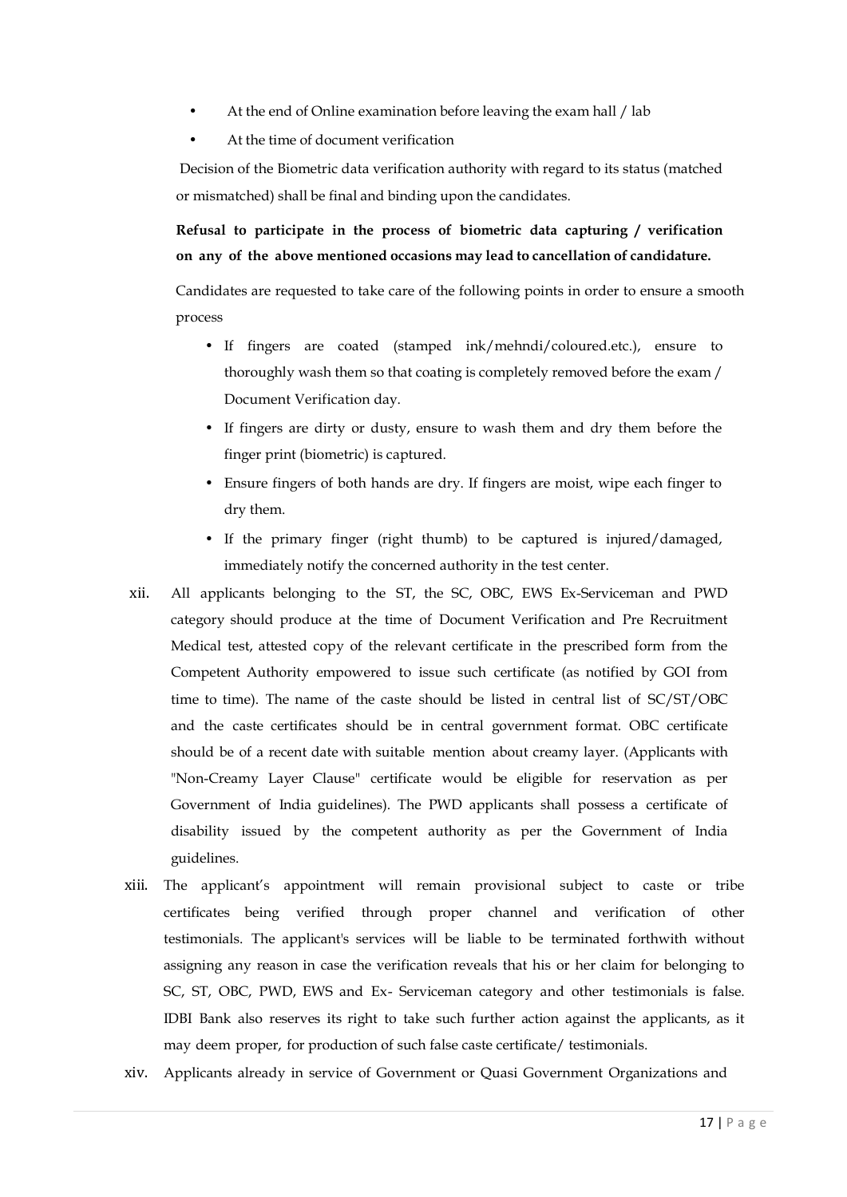- At the end of Online examination before leaving the exam hall / lab
- At the time of document verification

Decision of the Biometric data verification authority with regard to its status (matched or mismatched) shall be final and binding upon the candidates.

**Refusal to participate in the process of biometric data capturing / verification on any of the above mentioned occasions may lead to cancellation of candidature.**

Candidates are requested to take care of the following points in order to ensure a smooth process

- If fingers are coated (stamped ink/mehndi/coloured.etc.), ensure to thoroughly wash them so that coating is completely removed before the exam / Document Verification day.
- If fingers are dirty or dusty, ensure to wash them and dry them before the finger print (biometric) is captured.
- Ensure fingers of both hands are dry. If fingers are moist, wipe each finger to dry them.
- If the primary finger (right thumb) to be captured is injured/damaged, immediately notify the concerned authority in the test center.

xii. All applicants belonging to the ST, the SC, OBC, EWS Ex-Serviceman and PWD category should produce at the time of Document Verification and Pre Recruitment Medical test, attested copy of the relevant certificate in the prescribed form from the Competent Authority empowered to issue such certificate (as notified by GOI from time to time). The name of the caste should be listed in central list of SC/ST/OBC and the caste certificates should be in central government format. OBC certificate should be of a recent date with suitable mention about creamy layer. (Applicants with "Non-Creamy Layer Clause" certificate would be eligible for reservation as per Government of India guidelines). The PWD applicants shall possess a certificate of disability issued by the competent authority as per the Government of India guidelines.

xiii. The applicant's appointment will remain provisional subject to caste or tribe certificates being verified through proper channel and verification of other testimonials. The applicant's services will be liable to be terminated forthwith without assigning any reason in case the verification reveals that his or her claim for belonging to SC, ST, OBC, PWD, EWS and Ex- Serviceman category and other testimonials is false. IDBI Bank also reserves its right to take such further action against the applicants, as it may deem proper, for production of such false caste certificate/ testimonials.

xiv. Applicants already in service of Government or Quasi Government Organizations and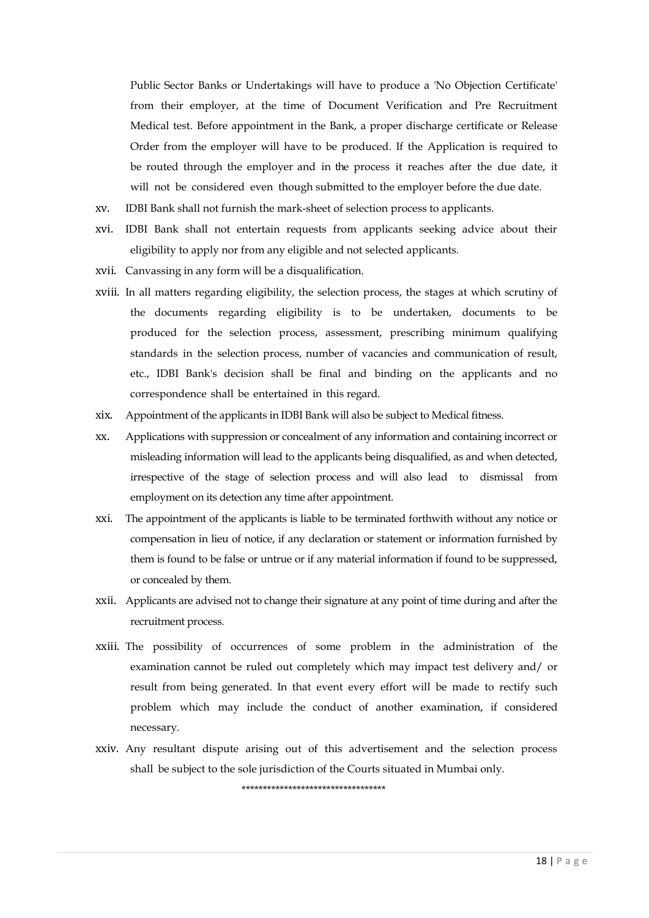Public Sector Banks or Undertakings will have to produce a 'No Objection Certificate' from their employer, at the time of Document Verification and Pre Recruitment Medical test. Before appointment in the Bank, a proper discharge certificate or Release Order from the employer will have to be produced. If the Application is required to be routed through the employer and in the process it reaches after the due date, it will not be considered even though submitted to the employer before the due date.

xv. IDBI Bank shall not furnish the mark-sheet of selection process to applicants.

xvi. IDBI Bank shall not entertain requests from applicants seeking advice about their eligibility to apply nor from any eligible and not selected applicants.

xvii. Canvassing in any form will be a disqualification.

xviii. In all matters regarding eligibility, the selection process, the stages at which scrutiny of the documents regarding eligibility is to be undertaken, documents to be produced for the selection process, assessment, prescribing minimum qualifying standards in the selection process, number of vacancies and communication of result, etc., IDBI Bank's decision shall be final and binding on the applicants and no correspondence shall be entertained in this regard.

xix. Appointment of the applicants in IDBI Bank will also be subject to Medical fitness.

xx. Applications with suppression or concealment of any information and containing incorrect or misleading information will lead to the applicants being disqualified, as and when detected, irrespective of the stage of selection process and will also lead to dismissal from employment on its detection any time after appointment.

xxi. The appointment of the applicants is liable to be terminated forthwith without any notice or compensation in lieu of notice, if any declaration or statement or information furnished by them is found to be false or untrue or if any material information if found to be suppressed, or concealed by them.

xxii. Applicants are advised not to change their signature at any point of time during and after the recruitment process.

xxiii. The possibility of occurrences of some problem in the administration of the examination cannot be ruled out completely which may impact test delivery and/ or result from being generated. In that event every effort will be made to rectify such problem which may include the conduct of another examination, if considered necessary.

xxiv. Any resultant dispute arising out of this advertisement and the selection process shall be subject to the sole jurisdiction of the Courts situated in Mumbai only.

\*\*\*\*\*\*\*\*\*\*\*\*\*\*\*\*\*\*\*\*\*\*\*\*\*\*\*\*\*\*\*\*\*\*\*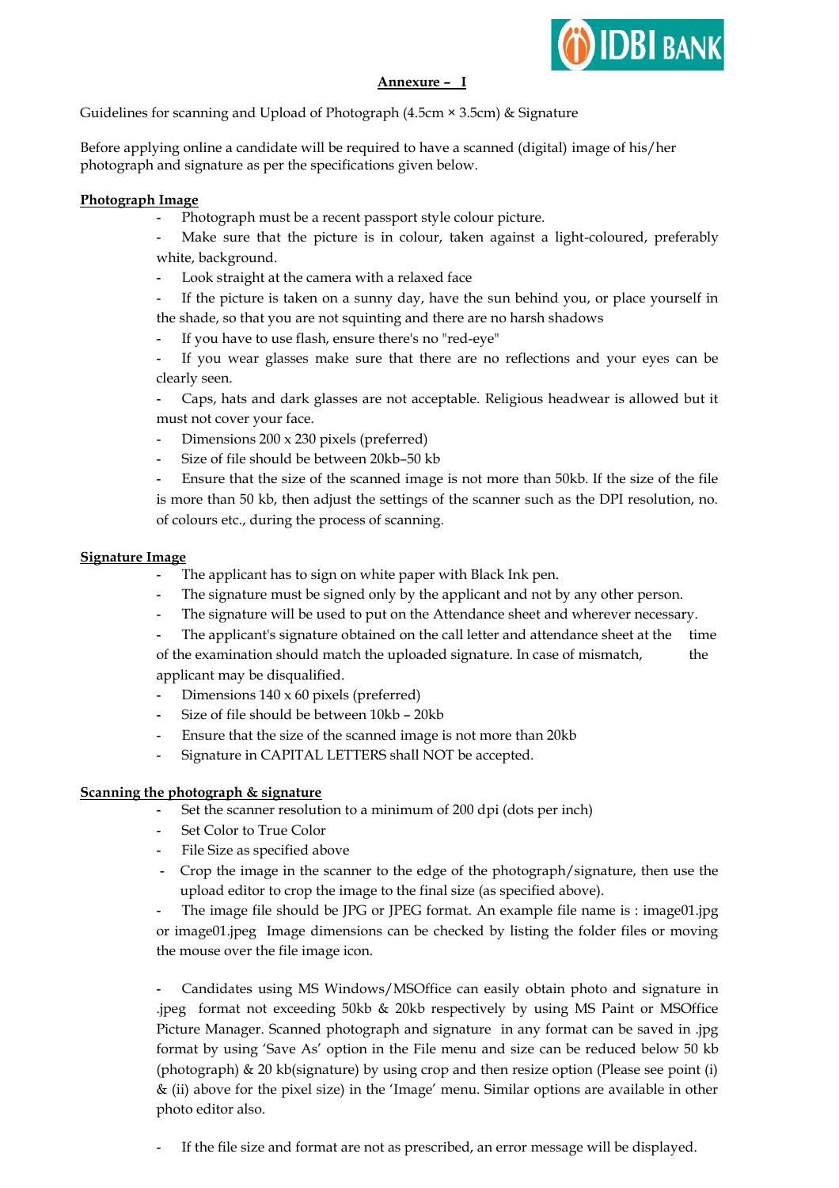## Annexure – I

Guidelines for scanning and Upload of Photograph (4.5cm × 3.5cm) & Signature

Before applying online a candidate will be required to have a scanned (digital) image of his/her photograph and signature as per the specifications given below.

### Photograph Image

- Photograph must be a recent passport style colour picture.
- Make sure that the picture is in colour, taken against a light-coloured, preferably white, background.
- Look straight at the camera with a relaxed face
- If the picture is taken on a sunny day, have the sun behind you, or place yourself in the shade, so that you are not squinting and there are no harsh shadows
- If you have to use flash, ensure there's no "red-eye"
- If you wear glasses make sure that there are no reflections and your eyes can be clearly seen.
- Caps, hats and dark glasses are not acceptable. Religious headwear is allowed but it must not cover your face.
- Dimensions 200 x 230 pixels (preferred)
- Size of file should be between 20kb–50 kb
- Ensure that the size of the scanned image is not more than 50kb. If the size of the file is more than 50 kb, then adjust the settings of the scanner such as the DPI resolution, no. of colours etc., during the process of scanning.

### Signature Image

- The applicant has to sign on white paper with Black Ink pen.
- The signature must be signed only by the applicant and not by any other person.
- The signature will be used to put on the Attendance sheet and wherever necessary.
- The applicant's signature obtained on the call letter and attendance sheet at the time of the examination should match the uploaded signature. In case of mismatch, the applicant may be disqualified.
- Dimensions 140 x 60 pixels (preferred)
- Size of file should be between 10kb – 20kb
- Ensure that the size of the scanned image is not more than 20kb
- Signature in CAPITAL LETTERS shall NOT be accepted.

### Scanning the photograph & signature

- Set the scanner resolution to a minimum of 200 dpi (dots per inch)
- Set Color to True Color
- File Size as specified above
- Crop the image in the scanner to the edge of the photograph/signature, then use the upload editor to crop the image to the final size (as specified above).
- The image file should be JPG or JPEG format. An example file name is : image01.jpg or image01.jpeg Image dimensions can be checked by listing the folder files or moving the mouse over the file image icon.

- Candidates using MS Windows/MSOffice can easily obtain photo and signature in .jpeg format not exceeding 50kb & 20kb respectively by using MS Paint or MSOffice Picture Manager. Scanned photograph and signature in any format can be saved in .jpg format by using 'Save As' option in the File menu and size can be reduced below 50 kb (photograph) & 20 kb(signature) by using crop and then resize option (Please see point (i) & (ii) above for the pixel size) in the 'Image' menu. Similar options are available in other photo editor also.

- If the file size and format are not as prescribed, an error message will be displayed.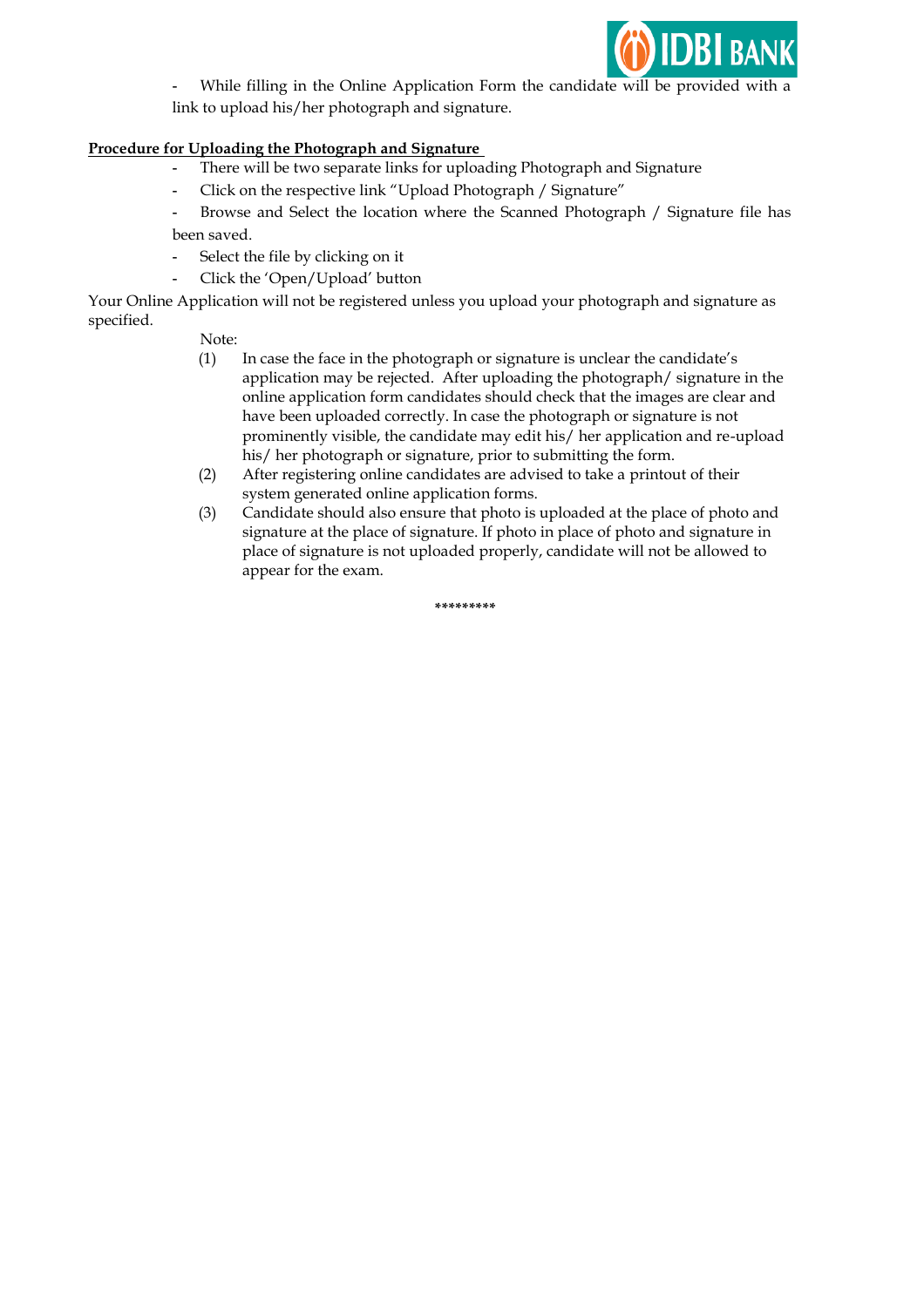- While filling in the Online Application Form the candidate will be provided with a link to upload his/her photograph and signature.

**Procedure for Uploading the Photograph and Signature**

- There will be two separate links for uploading Photograph and Signature
- Click on the respective link "Upload Photograph / Signature"
- Browse and Select the location where the Scanned Photograph / Signature file has been saved.
- Select the file by clicking on it
- Click the 'Open/Upload' button

Your Online Application will not be registered unless you upload your photograph and signature as specified.

Note:

(1) In case the face in the photograph or signature is unclear the candidate's application may be rejected. After uploading the photograph/ signature in the online application form candidates should check that the images are clear and have been uploaded correctly. In case the photograph or signature is not prominently visible, the candidate may edit his/ her application and re-upload his/ her photograph or signature, prior to submitting the form.

(2) After registering online candidates are advised to take a printout of their system generated online application forms.

(3) Candidate should also ensure that photo is uploaded at the place of photo and signature at the place of signature. If photo in place of photo and signature in place of signature is not uploaded properly, candidate will not be allowed to appear for the exam.

*********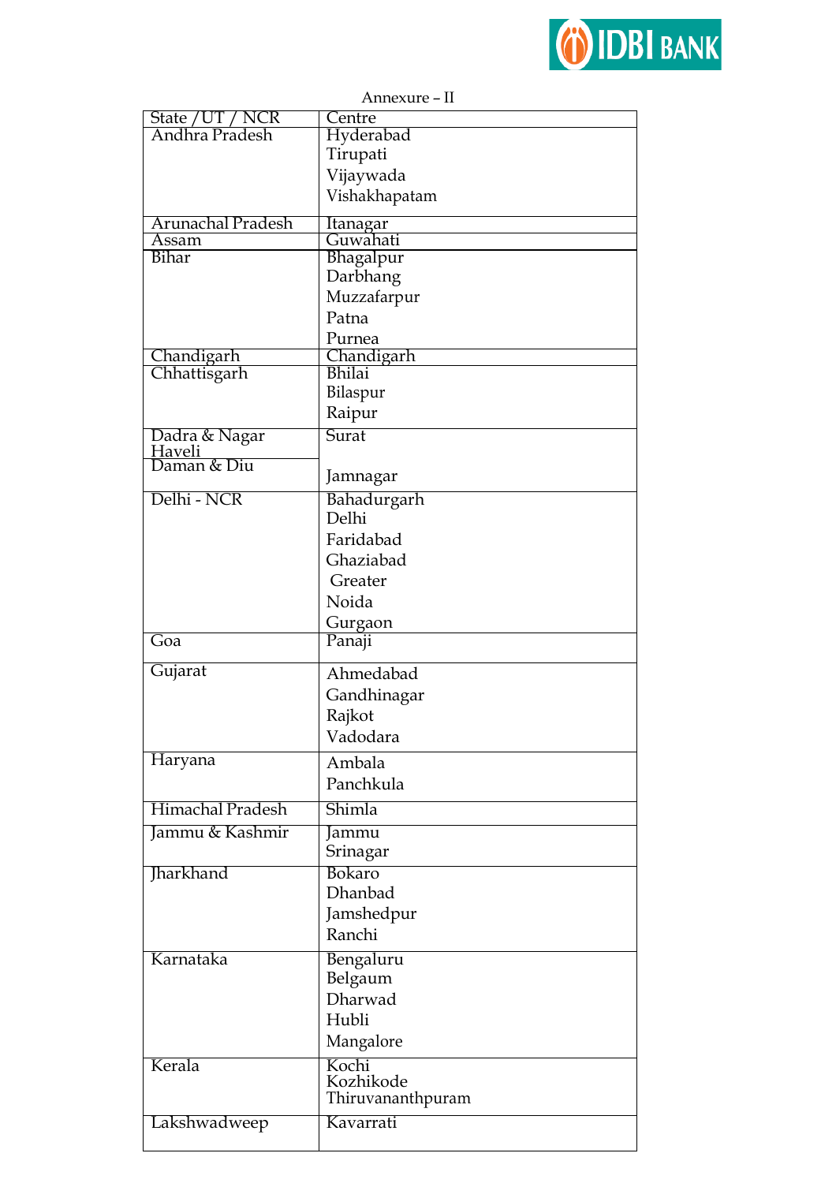Annexure – II

| State / UT / NCR | Centre |
| --- | --- |
| Andhra Pradesh | Hyderabad<br>Tirupati<br>Vijaywada<br>Vishakhapatam |
| Arunachal Pradesh | Itanagar |
| Assam | Guwahati |
| Bihar | Bhagalpur<br>Darbhang<br>Muzzafarpur<br>Patna<br>Purnea |
| Chandigarh | Chandigarh |
| Chhattisgarh | Bhilai<br>Bilaspur<br>Raipur |
| Dadra & Nagar Haveli | Surat |
| Daman & Diu | Jamnagar |
| Delhi - NCR | Bahadurgarh<br>Delhi<br>Faridabad<br>Ghaziabad<br>Greater<br>Noida<br>Gurgaon |
| Goa | Panaji |
| Gujarat | Ahmedabad<br>Gandhinagar<br>Rajkot<br>Vadodara |
| Haryana | Ambala<br>Panchkula |
| Himachal Pradesh | Shimla |
| Jammu & Kashmir | Jammu<br>Srinagar |
| Jharkhand | Bokaro<br>Dhanbad<br>Jamshedpur<br>Ranchi |
| Karnataka | Bengaluru<br>Belgaum<br>Dharwad<br>Hubli<br>Mangalore |
| Kerala | Kochi<br>Kozhikode<br>Thiruvananthpuram |
| Lakshwadweep | Kavarrati |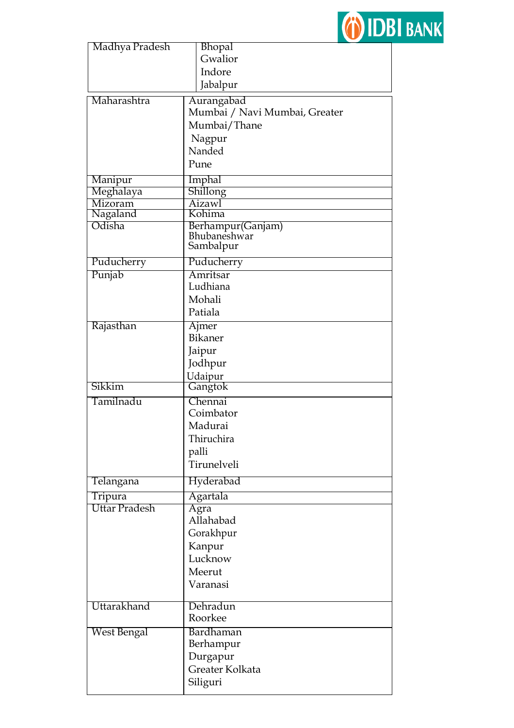| | |
|---|---|
| Madhya Pradesh | Bhopal<br>Gwalior<br>Indore<br>Jabalpur |
| Maharashtra | Aurangabad<br>Mumbai / Navi Mumbai, Greater Mumbai/Thane<br>Nagpur<br>Nanded<br>Pune |
| Manipur | Imphal |
| Meghalaya | Shillong |
| Mizoram | Aizawl |
| Nagaland | Kohima |
| Odisha | Berhampur(Ganjam)<br>Bhubaneshwar<br>Sambalpur |
| Puducherry | Puducherry |
| Punjab | Amritsar<br>Ludhiana<br>Mohali<br>Patiala |
| Rajasthan | Ajmer<br>Bikaner<br>Jaipur<br>Jodhpur<br>Udaipur |
| Sikkim | Gangtok |
| Tamilnadu | Chennai<br>Coimbator<br>Madurai<br>Thiruchira palli<br>Tirunelveli |
| Telangana | Hyderabad |
| Tripura | Agartala |
| Uttar Pradesh | Agra<br>Allahabad<br>Gorakhpur<br>Kanpur<br>Lucknow<br>Meerut<br>Varanasi |
| Uttarakhand | Dehradun<br>Roorkee |
| West Bengal | Bardhaman<br>Berhampur<br>Durgapur<br>Greater Kolkata<br>Siliguri |